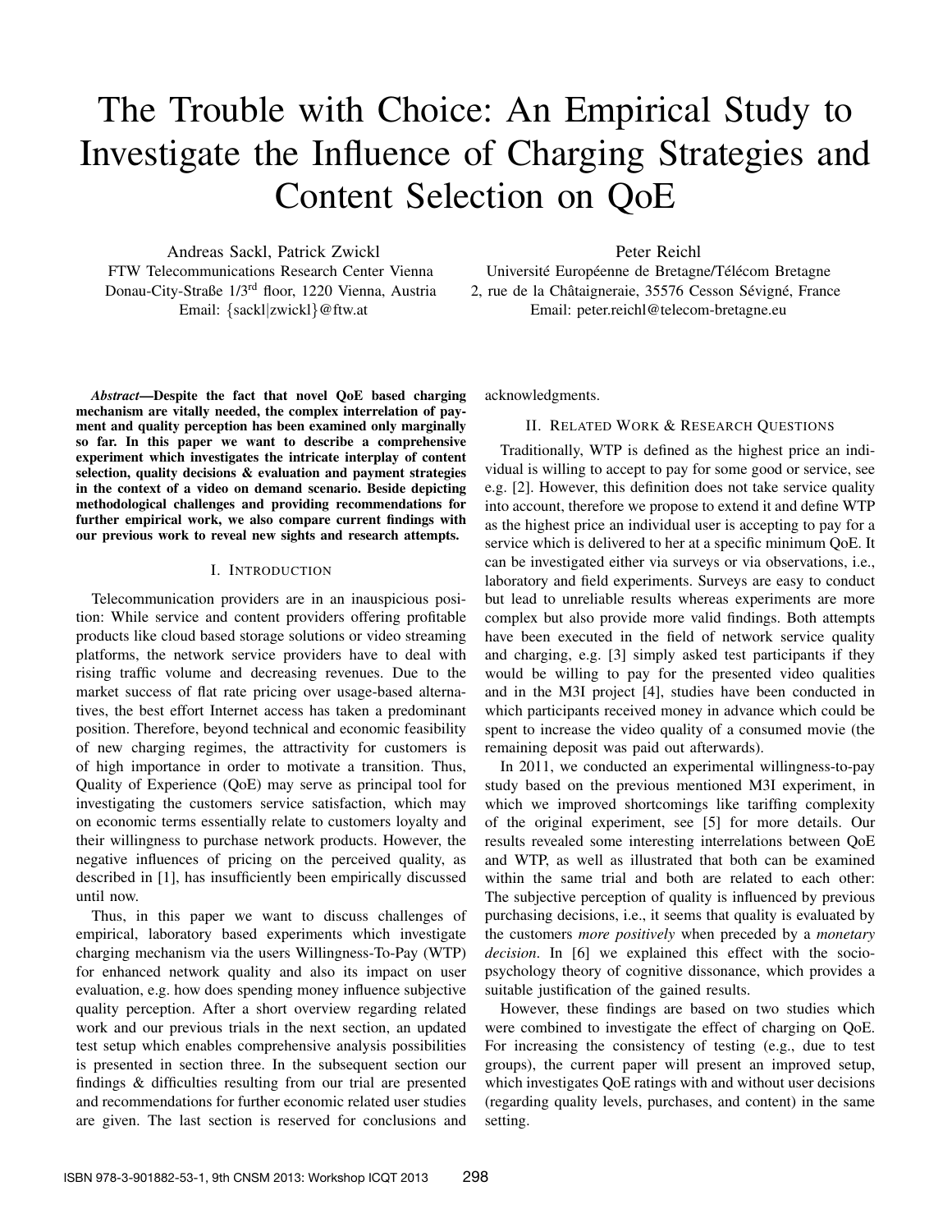# The Trouble with Choice: An Empirical Study to Investigate the Influence of Charging Strategies and Content Selection on QoE

Andreas Sackl, Patrick Zwickl
FTW Telecommunications Research Center Vienna
Donau-City-Straße 1/3rd floor, 1220 Vienna, Austria
Email: {sackl|zwickl}@ftw.at

Peter Reichl
Université Européenne de Bretagne/Télécom Bretagne
2, rue de la Châtaigneraie, 35576 Cesson Sévigné, France
Email: peter.reichl@telecom-bretagne.eu

***Abstract*—Despite the fact that novel QoE based charging mechanism are vitally needed, the complex interrelation of payment and quality perception has been examined only marginally so far. In this paper we want to describe a comprehensive experiment which investigates the intricate interplay of content selection, quality decisions & evaluation and payment strategies in the context of a video on demand scenario. Beside depicting methodological challenges and providing recommendations for further empirical work, we also compare current findings with our previous work to reveal new sights and research attempts.**

## I. Introduction

Telecommunication providers are in an inauspicious position: While service and content providers offering profitable products like cloud based storage solutions or video streaming platforms, the network service providers have to deal with rising traffic volume and decreasing revenues. Due to the market success of flat rate pricing over usage-based alternatives, the best effort Internet access has taken a predominant position. Therefore, beyond technical and economic feasibility of new charging regimes, the attractivity for customers is of high importance in order to motivate a transition. Thus, Quality of Experience (QoE) may serve as principal tool for investigating the customers service satisfaction, which may on economic terms essentially relate to customers loyalty and their willingness to purchase network products. However, the negative influences of pricing on the perceived quality, as described in [1], has insufficiently been empirically discussed until now.

Thus, in this paper we want to discuss challenges of empirical, laboratory based experiments which investigate charging mechanism via the users Willingness-To-Pay (WTP) for enhanced network quality and also its impact on user evaluation, e.g. how does spending money influence subjective quality perception. After a short overview regarding related work and our previous trials in the next section, an updated test setup which enables comprehensive analysis possibilities is presented in section three. In the subsequent section our findings & difficulties resulting from our trial are presented and recommendations for further economic related user studies are given. The last section is reserved for conclusions and acknowledgments.

## II. Related Work & Research Questions

Traditionally, WTP is defined as the highest price an individual is willing to accept to pay for some good or service, see e.g. [2]. However, this definition does not take service quality into account, therefore we propose to extend it and define WTP as the highest price an individual user is accepting to pay for a service which is delivered to her at a specific minimum QoE. It can be investigated either via surveys or via observations, i.e., laboratory and field experiments. Surveys are easy to conduct but lead to unreliable results whereas experiments are more complex but also provide more valid findings. Both attempts have been executed in the field of network service quality and charging, e.g. [3] simply asked test participants if they would be willing to pay for the presented video qualities and in the M3I project [4], studies have been conducted in which participants received money in advance which could be spent to increase the video quality of a consumed movie (the remaining deposit was paid out afterwards).

In 2011, we conducted an experimental willingness-to-pay study based on the previous mentioned M3I experiment, in which we improved shortcomings like tariffing complexity of the original experiment, see [5] for more details. Our results revealed some interesting interrelations between QoE and WTP, as well as illustrated that both can be examined within the same trial and both are related to each other: The subjective perception of quality is influenced by previous purchasing decisions, i.e., it seems that quality is evaluated by the customers *more positively* when preceded by a *monetary decision*. In [6] we explained this effect with the socio-psychology theory of cognitive dissonance, which provides a suitable justification of the gained results.

However, these findings are based on two studies which were combined to investigate the effect of charging on QoE. For increasing the consistency of testing (e.g., due to test groups), the current paper will present an improved setup, which investigates QoE ratings with and without user decisions (regarding quality levels, purchases, and content) in the same setting.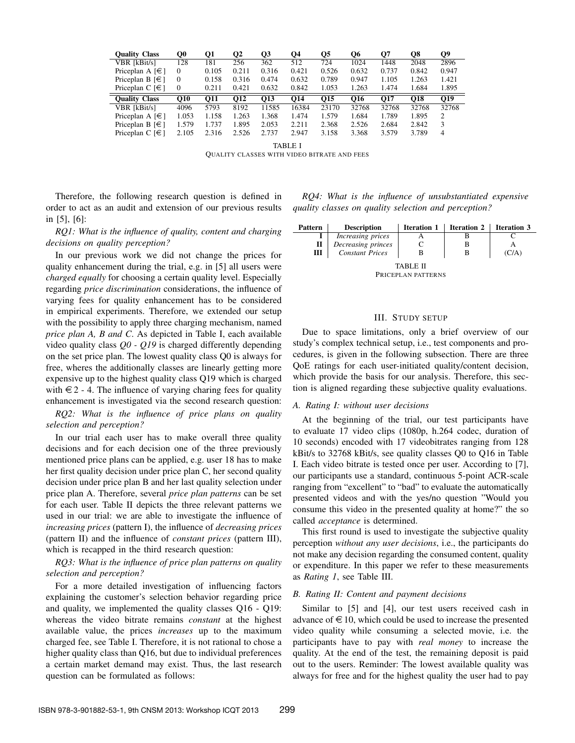| Quality Class | Q0 | Q1 | Q2 | Q3 | Q4 | Q5 | Q6 | Q7 | Q8 | Q9 |
|---|---|---|---|---|---|---|---|---|---|---|
| VBR [kBit/s] | 128 | 181 | 256 | 362 | 512 | 724 | 1024 | 1448 | 2048 | 2896 |
| Priceplan A [€] | 0 | 0.105 | 0.211 | 0.316 | 0.421 | 0.526 | 0.632 | 0.737 | 0.842 | 0.947 |
| Priceplan B [€] | 0 | 0.158 | 0.316 | 0.474 | 0.632 | 0.789 | 0.947 | 1.105 | 1.263 | 1.421 |
| Priceplan C [€] | 0 | 0.211 | 0.421 | 0.632 | 0.842 | 1.053 | 1.263 | 1.474 | 1.684 | 1.895 |
| **Quality Class** | **Q10** | **Q11** | **Q12** | **Q13** | **Q14** | **Q15** | **Q16** | **Q17** | **Q18** | **Q19** |
| VBR [kBit/s] | 4096 | 5793 | 8192 | 11585 | 16384 | 23170 | 32768 | 32768 | 32768 | 32768 |
| Priceplan A [€] | 1.053 | 1.158 | 1.263 | 1.368 | 1.474 | 1.579 | 1.684 | 1.789 | 1.895 | 2 |
| Priceplan B [€] | 1.579 | 1.737 | 1.895 | 2.053 | 2.211 | 2.368 | 2.526 | 2.684 | 2.842 | 3 |
| Priceplan C [€] | 2.105 | 2.316 | 2.526 | 2.737 | 2.947 | 3.158 | 3.368 | 3.579 | 3.789 | 4 |

TABLE I
QUALITY CLASSES WITH VIDEO BITRATE AND FEES

Therefore, the following research question is defined in order to act as an audit and extension of our previous results in [5], [6]:

*RQ1: What is the influence of quality, content and charging decisions on quality perception?*

In our previous work we did not change the prices for quality enhancement during the trial, e.g. in [5] all users were *charged equally* for choosing a certain quality level. Especially regarding *price discrimination* considerations, the influence of varying fees for quality enhancement has to be considered in empirical experiments. Therefore, we extended our setup with the possibility to apply three charging mechanism, named *price plan A, B and C*. As depicted in Table I, each available video quality class *Q0 - Q19* is charged differently depending on the set price plan. The lowest quality class Q0 is always for free, wheres the additionally classes are linearly getting more expensive up to the highest quality class Q19 which is charged with €2 - 4. The influence of varying charing fees for quality enhancement is investigated via the second research question:

*RQ2: What is the influence of price plans on quality selection and perception?*

In our trial each user has to make overall three quality decisions and for each decision one of the three previously mentioned price plans can be applied, e.g. user 18 has to make her first quality decision under price plan C, her second quality decision under price plan B and her last quality selection under price plan A. Therefore, several *price plan patterns* can be set for each user. Table II depicts the three relevant patterns we used in our trial: we are able to investigate the influence of *increasing prices* (pattern I), the influence of *decreasing prices* (pattern II) and the influence of *constant prices* (pattern III), which is recapped in the third research question:

*RQ3: What is the influence of price plan patterns on quality selection and perception?*

For a more detailed investigation of influencing factors explaining the customer's selection behavior regarding price and quality, we implemented the quality classes Q16 - Q19: whereas the video bitrate remains *constant* at the highest available value, the prices *increases* up to the maximum charged fee, see Table I. Therefore, it is not rational to chose a higher quality class than Q16, but due to individual preferences a certain market demand may exist. Thus, the last research question can be formulated as follows:

*RQ4: What is the influence of unsubstantiated expensive quality classes on quality selection and perception?*

| Pattern | Description | Iteration 1 | Iteration 2 | Iteration 3 |
|---|---|---|---|---|
| **I** | *Increasing prices* | A | B | C |
| **II** | *Decreasing princes* | C | B | A |
| **III** | *Constant Prices* | B | B | (C/A) |

TABLE II
PRICEPLAN PATTERNS

## III. STUDY SETUP

Due to space limitations, only a brief overview of our study's complex technical setup, i.e., test components and procedures, is given in the following subsection. There are three QoE ratings for each user-initiated quality/content decision, which provide the basis for our analysis. Therefore, this section is aligned regarding these subjective quality evaluations.

### A. Rating I: without user decisions

At the beginning of the trial, our test participants have to evaluate 17 video clips (1080p, h.264 codec, duration of 10 seconds) encoded with 17 videobitrates ranging from 128 kBit/s to 32768 kBit/s, see quality classes Q0 to Q16 in Table I. Each video bitrate is tested once per user. According to [7], our participants use a standard, continuous 5-point ACR-scale ranging from "excellent" to "bad" to evaluate the automatically presented videos and with the yes/no question "Would you consume this video in the presented quality at home?" the so called *acceptance* is determined.

This first round is used to investigate the subjective quality perception *without any user decisions*, i.e., the participants do not make any decision regarding the consumed content, quality or expenditure. In this paper we refer to these measurements as *Rating 1*, see Table III.

### B. Rating II: Content and payment decisions

Similar to [5] and [4], our test users received cash in advance of €10, which could be used to increase the presented video quality while consuming a selected movie, i.e. the participants have to pay with *real money* to increase the quality. At the end of the test, the remaining deposit is paid out to the users. Reminder: The lowest available quality was always for free and for the highest quality the user had to pay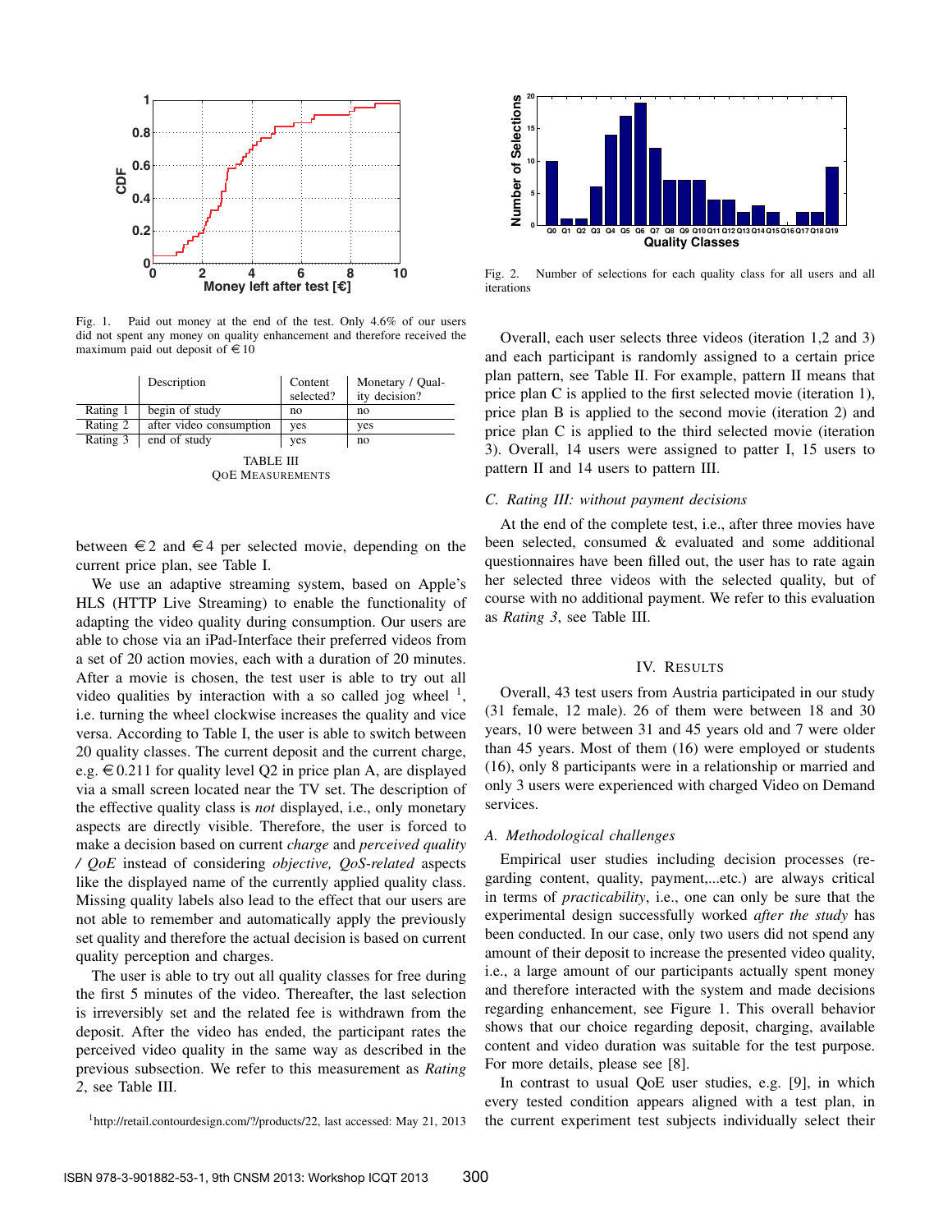Fig. 1. Paid out money at the end of the test. Only 4.6% of our users did not spent any money on quality enhancement and therefore received the maximum paid out deposit of €10

| | Description | Content selected? | Monetary / Quality decision? |
|---|---|---|---|
| Rating 1 | begin of study | no | no |
| Rating 2 | after video consumption | yes | yes |
| Rating 3 | end of study | yes | no |

TABLE III
QOE MEASUREMENTS

between €2 and €4 per selected movie, depending on the current price plan, see Table I.

We use an adaptive streaming system, based on Apple's HLS (HTTP Live Streaming) to enable the functionality of adapting the video quality during consumption. Our users are able to chose via an iPad-Interface their preferred videos from a set of 20 action movies, each with a duration of 20 minutes. After a movie is chosen, the test user is able to try out all video qualities by interaction with a so called jog wheel [1], i.e. turning the wheel clockwise increases the quality and vice versa. According to Table I, the user is able to switch between 20 quality classes. The current deposit and the current charge, e.g. €0.211 for quality level Q2 in price plan A, are displayed via a small screen located near the TV set. The description of the effective quality class is *not* displayed, i.e., only monetary aspects are directly visible. Therefore, the user is forced to make a decision based on current *charge* and *perceived quality / QoE* instead of considering *objective, QoS-related* aspects like the displayed name of the currently applied quality class. Missing quality labels also lead to the effect that our users are not able to remember and automatically apply the previously set quality and therefore the actual decision is based on current quality perception and charges.

The user is able to try out all quality classes for free during the first 5 minutes of the video. Thereafter, the last selection is irreversibly set and the related fee is withdrawn from the deposit. After the video has ended, the participant rates the perceived video quality in the same way as described in the previous subsection. We refer to this measurement as *Rating 2*, see Table III.

[1]http://retail.contourdesign.com/?/products/22, last accessed: May 21, 2013

Fig. 2. Number of selections for each quality class for all users and all iterations

Overall, each user selects three videos (iteration 1,2 and 3) and each participant is randomly assigned to a certain price plan pattern, see Table II. For example, pattern II means that price plan C is applied to the first selected movie (iteration 1), price plan B is applied to the second movie (iteration 2) and price plan C is applied to the third selected movie (iteration 3). Overall, 14 users were assigned to patter I, 15 users to pattern II and 14 users to pattern III.

### C. Rating III: without payment decisions

At the end of the complete test, i.e., after three movies have been selected, consumed & evaluated and some additional questionnaires have been filled out, the user has to rate again her selected three videos with the selected quality, but of course with no additional payment. We refer to this evaluation as *Rating 3*, see Table III.

## IV. RESULTS

Overall, 43 test users from Austria participated in our study (31 female, 12 male). 26 of them were between 18 and 30 years, 10 were between 31 and 45 years old and 7 were older than 45 years. Most of them (16) were employed or students (16), only 8 participants were in a relationship or married and only 3 users were experienced with charged Video on Demand services.

### A. Methodological challenges

Empirical user studies including decision processes (regarding content, quality, payment,...etc.) are always critical in terms of *practicability*, i.e., one can only be sure that the experimental design successfully worked *after the study* has been conducted. In our case, only two users did not spend any amount of their deposit to increase the presented video quality, i.e., a large amount of our participants actually spent money and therefore interacted with the system and made decisions regarding enhancement, see Figure 1. This overall behavior shows that our choice regarding deposit, charging, available content and video duration was suitable for the test purpose. For more details, please see [8].

In contrast to usual QoE user studies, e.g. [9], in which every tested condition appears aligned with a test plan, in the current experiment test subjects individually select their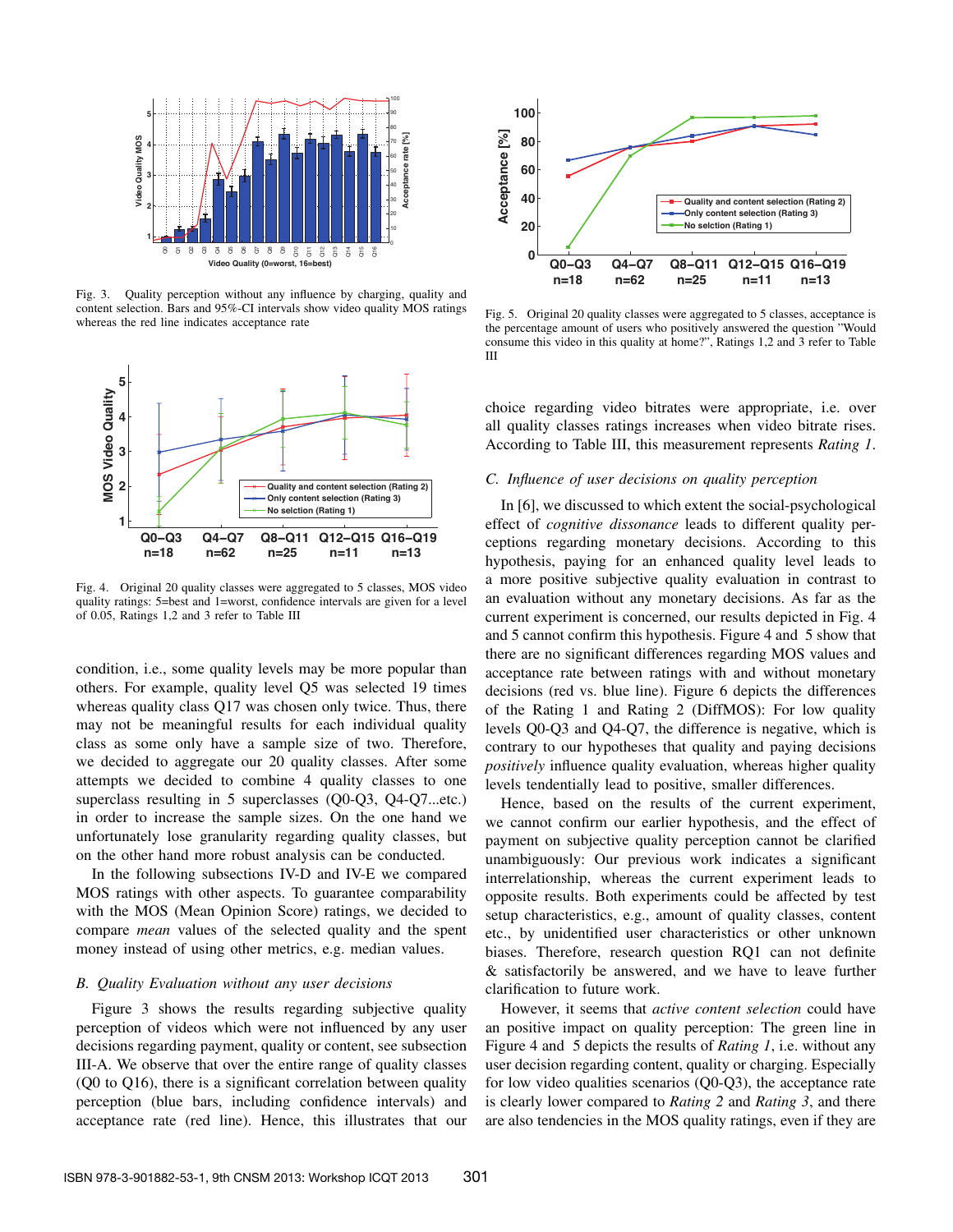Fig. 3. Quality perception without any influence by charging, quality and content selection. Bars and 95%-CI intervals show video quality MOS ratings whereas the red line indicates acceptance rate

Fig. 4. Original 20 quality classes were aggregated to 5 classes, MOS video quality ratings: 5=best and 1=worst, confidence intervals are given for a level of 0.05, Ratings 1,2 and 3 refer to Table III

condition, i.e., some quality levels may be more popular than others. For example, quality level Q5 was selected 19 times whereas quality class Q17 was chosen only twice. Thus, there may not be meaningful results for each individual quality class as some only have a sample size of two. Therefore, we decided to aggregate our 20 quality classes. After some attempts we decided to combine 4 quality classes to one superclass resulting in 5 superclasses (Q0-Q3, Q4-Q7...etc.) in order to increase the sample sizes. On the one hand we unfortunately lose granularity regarding quality classes, but on the other hand more robust analysis can be conducted.

In the following subsections IV-D and IV-E we compared MOS ratings with other aspects. To guarantee comparability with the MOS (Mean Opinion Score) ratings, we decided to compare *mean* values of the selected quality and the spent money instead of using other metrics, e.g. median values.

### B. Quality Evaluation without any user decisions

Figure 3 shows the results regarding subjective quality perception of videos which were not influenced by any user decisions regarding payment, quality or content, see subsection III-A. We observe that over the entire range of quality classes (Q0 to Q16), there is a significant correlation between quality perception (blue bars, including confidence intervals) and acceptance rate (red line). Hence, this illustrates that our choice regarding video bitrates were appropriate, i.e. over all quality classes ratings increases when video bitrate rises. According to Table III, this measurement represents *Rating 1*.

Fig. 5. Original 20 quality classes were aggregated to 5 classes, acceptance is the percentage amount of users who positively answered the question "Would consume this video in this quality at home?", Ratings 1,2 and 3 refer to Table III

### C. Influence of user decisions on quality perception

In [6], we discussed to which extent the social-psychological effect of *cognitive dissonance* leads to different quality perceptions regarding monetary decisions. According to this hypothesis, paying for an enhanced quality level leads to a more positive subjective quality evaluation in contrast to an evaluation without any monetary decisions. As far as the current experiment is concerned, our results depicted in Fig. 4 and 5 cannot confirm this hypothesis. Figure 4 and 5 show that there are no significant differences regarding MOS values and acceptance rate between ratings with and without monetary decisions (red vs. blue line). Figure 6 depicts the differences of the Rating 1 and Rating 2 (DiffMOS): For low quality levels Q0-Q3 and Q4-Q7, the difference is negative, which is contrary to our hypotheses that quality and paying decisions *positively* influence quality evaluation, whereas higher quality levels tendentially lead to positive, smaller differences.

Hence, based on the results of the current experiment, we cannot confirm our earlier hypothesis, and the effect of payment on subjective quality perception cannot be clarified unambiguously: Our previous work indicates a significant interrelationship, whereas the current experiment leads to opposite results. Both experiments could be affected by test setup characteristics, e.g., amount of quality classes, content etc., by unidentified user characteristics or other unknown biases. Therefore, research question RQ1 can not definite & satisfactorily be answered, and we have to leave further clarification to future work.

However, it seems that *active content selection* could have an positive impact on quality perception: The green line in Figure 4 and 5 depicts the results of *Rating 1*, i.e. without any user decision regarding content, quality or charging. Especially for low video qualities scenarios (Q0-Q3), the acceptance rate is clearly lower compared to *Rating 2* and *Rating 3*, and there are also tendencies in the MOS quality ratings, even if they are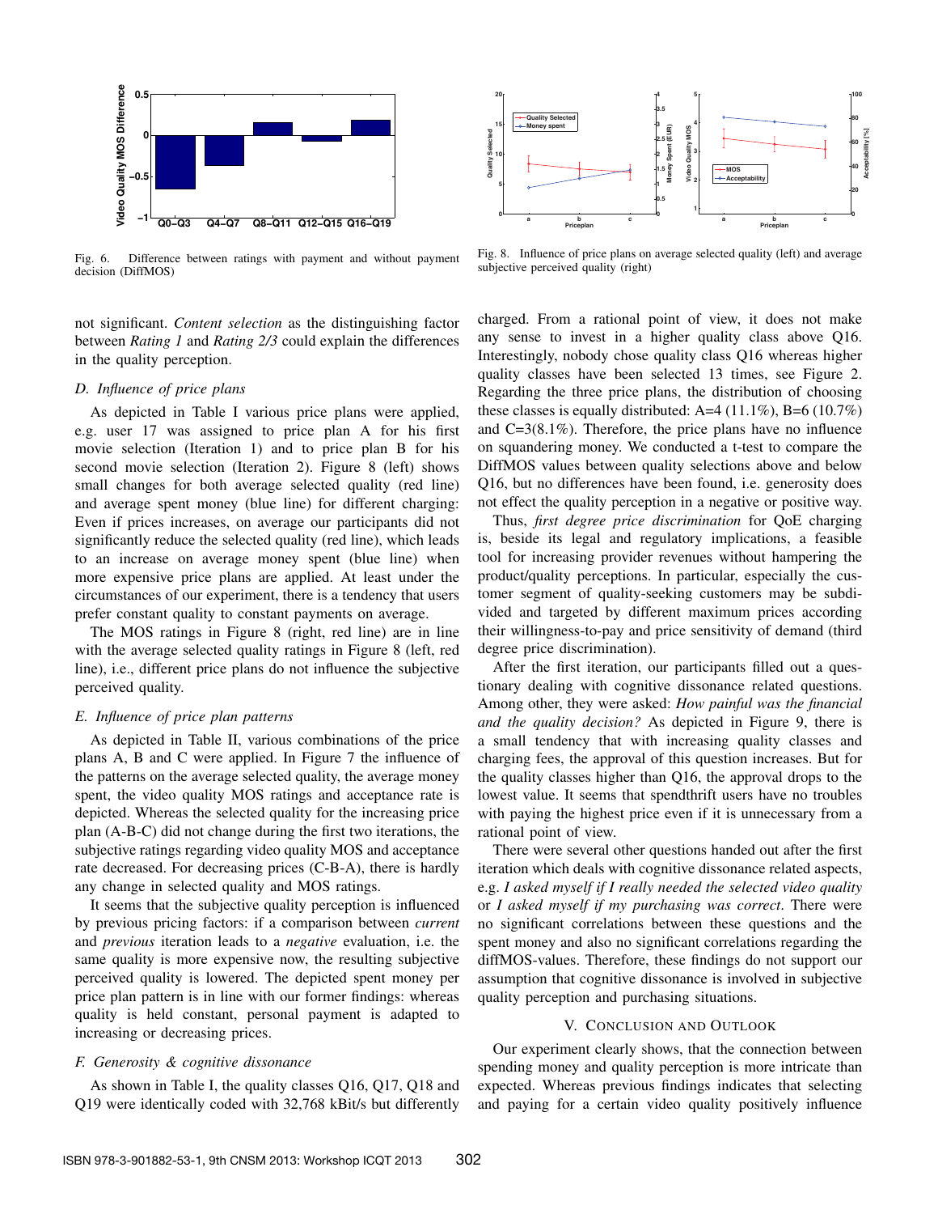Fig. 6. Difference between ratings with payment and without payment decision (DiffMOS)

Fig. 8. Influence of price plans on average selected quality (left) and average subjective perceived quality (right)

not significant. *Content selection* as the distinguishing factor between *Rating 1* and *Rating 2/3* could explain the differences in the quality perception.

### D. Influence of price plans

As depicted in Table I various price plans were applied, e.g. user 17 was assigned to price plan A for his first movie selection (Iteration 1) and to price plan B for his second movie selection (Iteration 2). Figure 8 (left) shows small changes for both average selected quality (red line) and average spent money (blue line) for different charging: Even if prices increases, on average our participants did not significantly reduce the selected quality (red line), which leads to an increase on average money spent (blue line) when more expensive price plans are applied. At least under the circumstances of our experiment, there is a tendency that users prefer constant quality to constant payments on average.

The MOS ratings in Figure 8 (right, red line) are in line with the average selected quality ratings in Figure 8 (left, red line), i.e., different price plans do not influence the subjective perceived quality.

### E. Influence of price plan patterns

As depicted in Table II, various combinations of the price plans A, B and C were applied. In Figure 7 the influence of the patterns on the average selected quality, the average money spent, the video quality MOS ratings and acceptance rate is depicted. Whereas the selected quality for the increasing price plan (A-B-C) did not change during the first two iterations, the subjective ratings regarding video quality MOS and acceptance rate decreased. For decreasing prices (C-B-A), there is hardly any change in selected quality and MOS ratings.

It seems that the subjective quality perception is influenced by previous pricing factors: if a comparison between *current* and *previous* iteration leads to a *negative* evaluation, i.e. the same quality is more expensive now, the resulting subjective perceived quality is lowered. The depicted spent money per price plan pattern is in line with our former findings: whereas quality is held constant, personal payment is adapted to increasing or decreasing prices.

### F. Generosity & cognitive dissonance

As shown in Table I, the quality classes Q16, Q17, Q18 and Q19 were identically coded with 32,768 kBit/s but differently charged. From a rational point of view, it does not make any sense to invest in a higher quality class above Q16. Interestingly, nobody chose quality class Q16 whereas higher quality classes have been selected 13 times, see Figure 2. Regarding the three price plans, the distribution of choosing these classes is equally distributed: A=4 (11.1%), B=6 (10.7%) and C=3(8.1%). Therefore, the price plans have no influence on squandering money. We conducted a t-test to compare the DiffMOS values between quality selections above and below Q16, but no differences have been found, i.e. generosity does not effect the quality perception in a negative or positive way.

Thus, *first degree price discrimination* for QoE charging is, beside its legal and regulatory implications, a feasible tool for increasing provider revenues without hampering the product/quality perceptions. In particular, especially the customer segment of quality-seeking customers may be subdivided and targeted by different maximum prices according their willingness-to-pay and price sensitivity of demand (third degree price discrimination).

After the first iteration, our participants filled out a questionary dealing with cognitive dissonance related questions. Among other, they were asked: *How painful was the financial and the quality decision?* As depicted in Figure 9, there is a small tendency that with increasing quality classes and charging fees, the approval of this question increases. But for the quality classes higher than Q16, the approval drops to the lowest value. It seems that spendthrift users have no troubles with paying the highest price even if it is unnecessary from a rational point of view.

There were several other questions handed out after the first iteration which deals with cognitive dissonance related aspects, e.g. *I asked myself if I really needed the selected video quality* or *I asked myself if my purchasing was correct*. There were no significant correlations between these questions and the spent money and also no significant correlations regarding the diffMOS-values. Therefore, these findings do not support our assumption that cognitive dissonance is involved in subjective quality perception and purchasing situations.

## V. Conclusion and Outlook

Our experiment clearly shows, that the connection between spending money and quality perception is more intricate than expected. Whereas previous findings indicates that selecting and paying for a certain video quality positively influence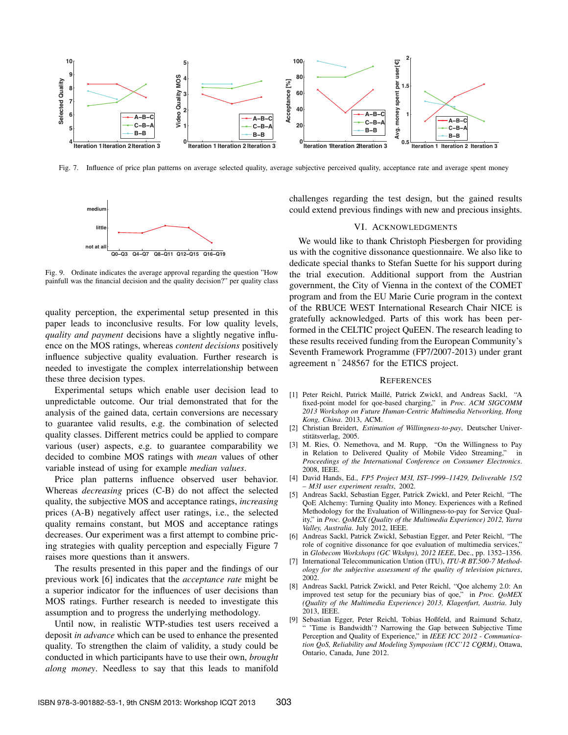Selected Quality
10
9
8
7
6
5
4
Iteration 1 Iteration 2 Iteration 3
A–B–C
C–B–A
B–B

Video Quality MOS
5
4
3
2
1
0
Iteration 1 Iteration 2 Iteration 3
A–B–C
C–B–A
B–B

Acceptance [%]
100
80
60
40
20
0
Iteration 1 Iteration 2 Iteration 3
A–B–C
C–B–A
B–B

Avg. money spent per user[€]
2
1.5
1
0.5
Iteration 1 Iteration 2 Iteration 3
A–B–C
C–B–A
B–B

Fig. 7. Influence of price plan patterns on average selected quality, average subjective perceived quality, acceptance rate and average spent money

medium
little
not at all
Q0–Q3 Q4–Q7 Q8–Q11 Q12–Q15 Q16–Q19

Fig. 9. Ordinate indicates the average approval regarding the question "How painfull was the financial decision and the quality decision?" per quality class

quality perception, the experimental setup presented in this paper leads to inconclusive results. For low quality levels, *quality and payment* decisions have a slightly negative influence on the MOS ratings, whereas *content decisions* positively influence subjective quality evaluation. Further research is needed to investigate the complex interrelationship between these three decision types.

Experimental setups which enable user decision lead to unpredictable outcome. Our trial demonstrated that for the analysis of the gained data, certain conversions are necessary to guarantee valid results, e.g. the combination of selected quality classes. Different metrics could be applied to compare various (user) aspects, e.g. to guarantee comparability we decided to combine MOS ratings with *mean* values of other variable instead of using for example *median values*.

Price plan patterns influence observed user behavior. Whereas *decreasing* prices (C-B) do not affect the selected quality, the subjective MOS and acceptance ratings, *increasing* prices (A-B) negatively affect user ratings, i.e., the selected quality remains constant, but MOS and acceptance ratings decreases. Our experiment was a first attempt to combine pricing strategies with quality perception and especially Figure 7 raises more questions than it answers.

The results presented in this paper and the findings of our previous work [6] indicates that the *acceptance rate* might be a superior indicator for the influences of user decisions than MOS ratings. Further research is needed to investigate this assumption and to progress the underlying methodology.

Until now, in realistic WTP-studies test users received a deposit *in advance* which can be used to enhance the presented quality. To strengthen the claim of validity, a study could be conducted in which participants have to use their own, *brought along money*. Needless to say that this leads to manifold challenges regarding the test design, but the gained results could extend previous findings with new and precious insights.

## VI. Acknowledgments

We would like to thank Christoph Piesbergen for providing us with the cognitive dissonance questionnaire. We also like to dedicate special thanks to Stefan Suette for his support during the trial execution. Additional support from the Austrian government, the City of Vienna in the context of the COMET program and from the EU Marie Curie program in the context of the RBUCE WEST International Research Chair NICE is gratefully acknowledged. Parts of this work has been performed in the CELTIC project QuEEN. The research leading to these results received funding from the European Community's Seventh Framework Programme (FP7/2007-2013) under grant agreement n° 248567 for the ETICS project.

## References

[1] Peter Reichl, Patrick Maillé, Patrick Zwickl, and Andreas Sackl, "A fixed-point model for qoe-based charging," in *Proc. ACM SIGCOMM 2013 Workshop on Future Human-Centric Multimedia Networking, Hong Kong, China*. 2013, ACM.

[2] Christian Breidert, *Estimation of Willingness-to-pay*, Deutscher Universitätsverlag, 2005.

[3] M. Ries, O. Nemethova, and M. Rupp, "On the Willingness to Pay in Relation to Delivered Quality of Mobile Video Streaming," in *Proceedings of the International Conference on Consumer Electronics*. 2008, IEEE.

[4] David Hands, Ed., *FP5 Project M3I, IST–1999–11429, Deliverable 15/2 – M3I user experiment results*, 2002.

[5] Andreas Sackl, Sebastian Egger, Patrick Zwickl, and Peter Reichl, "The QoE Alchemy: Turning Quality into Money. Experiences with a Refined Methodology for the Evaluation of Willingness-to-pay for Service Quality," in *Proc. QoMEX (Quality of the Multimedia Experience) 2012, Yarra Valley, Australia*. July 2012, IEEE.

[6] Andreas Sackl, Patrick Zwickl, Sebastian Egger, and Peter Reichl, "The role of cognitive dissonance for qoe evaluation of multimedia services," in *Globecom Workshops (GC Wkshps), 2012 IEEE*, Dec., pp. 1352–1356.

[7] International Telecommunication Untion (ITU), *ITU-R BT.500-7 Methodology for the subjective assessment of the quality of television pictures*, 2002.

[8] Andreas Sackl, Patrick Zwickl, and Peter Reichl, "Qoe alchemy 2.0: An improved test setup for the pecuniary bias of qoe," in *Proc. QoMEX (Quality of the Multimedia Experience) 2013, Klagenfurt, Austria*. July 2013, IEEE.

[9] Sebastian Egger, Peter Reichl, Tobias Hoßfeld, and Raimund Schatz, " 'Time is Bandwidth'? Narrowing the Gap between Subjective Time Perception and Quality of Experience," in *IEEE ICC 2012 - Communication QoS, Reliability and Modeling Symposium (ICC'12 CQRM)*, Ottawa, Ontario, Canada, June 2012.